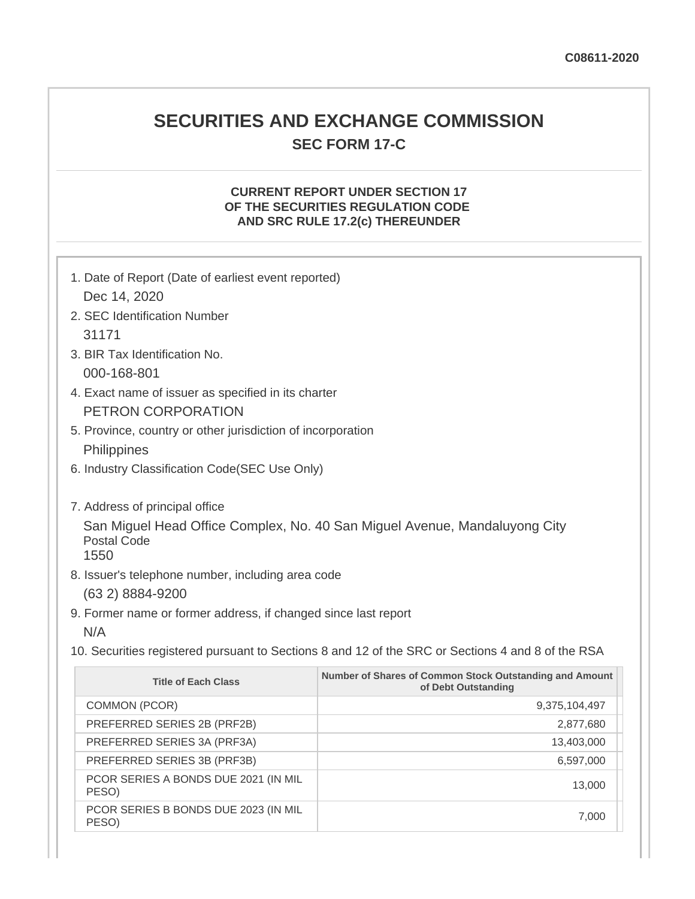C08611-2020

# SECURITIES AND EXCHANGE COMMISSION

## SEC FORM 17-C

### CURRENT REPORT UNDER SECTION 17 OF THE SECURITIES REGULATION CODE AND SRC RULE 17.2(c) THEREUNDER

1. Date of Report (Date of earliest event reported)

   Dec 14, 2020

2. SEC Identification Number

   31171

3. BIR Tax Identification No.

   000-168-801

4. Exact name of issuer as specified in its charter

   PETRON CORPORATION

5. Province, country or other jurisdiction of incorporation

   Philippines

6. Industry Classification Code(SEC Use Only)

7. Address of principal office

   San Miguel Head Office Complex, No. 40 San Miguel Avenue, Mandaluyong City
   Postal Code
   1550

8. Issuer's telephone number, including area code

   (63 2) 8884-9200

9. Former name or former address, if changed since last report

   N/A

10. Securities registered pursuant to Sections 8 and 12 of the SRC or Sections 4 and 8 of the RSA

| Title of Each Class | Number of Shares of Common Stock Outstanding and Amount of Debt Outstanding |
|---|---|
| COMMON (PCOR) | 9,375,104,497 |
| PREFERRED SERIES 2B (PRF2B) | 2,877,680 |
| PREFERRED SERIES 3A (PRF3A) | 13,403,000 |
| PREFERRED SERIES 3B (PRF3B) | 6,597,000 |
| PCOR SERIES A BONDS DUE 2021 (IN MIL PESO) | 13,000 |
| PCOR SERIES B BONDS DUE 2023 (IN MIL PESO) | 7,000 |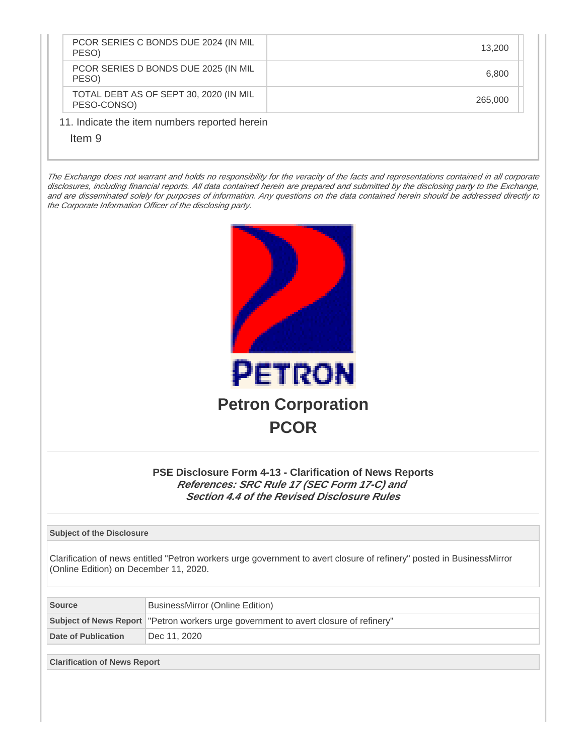| | |
|---|---|
| PCOR SERIES C BONDS DUE 2024 (IN MIL PESO) | 13,200 |
| PCOR SERIES D BONDS DUE 2025 (IN MIL PESO) | 6,800 |
| TOTAL DEBT AS OF SEPT 30, 2020 (IN MIL PESO-CONSO) | 265,000 |

11. Indicate the item numbers reported herein

Item 9

*The Exchange does not warrant and holds no responsibility for the veracity of the facts and representations contained in all corporate disclosures, including financial reports. All data contained herein are prepared and submitted by the disclosing party to the Exchange, and are disseminated solely for purposes of information. Any questions on the data contained herein should be addressed directly to the Corporate Information Officer of the disclosing party.*

# Petron Corporation

# PCOR

### PSE Disclosure Form 4-13 - Clarification of News Reports

***References: SRC Rule 17 (SEC Form 17-C) and Section 4.4 of the Revised Disclosure Rules***

**Subject of the Disclosure**

Clarification of news entitled "Petron workers urge government to avert closure of refinery" posted in BusinessMirror (Online Edition) on December 11, 2020.

| | |
|---|---|
| **Source** | BusinessMirror (Online Edition) |
| **Subject of News Report** | "Petron workers urge government to avert closure of refinery" |
| **Date of Publication** | Dec 11, 2020 |

**Clarification of News Report**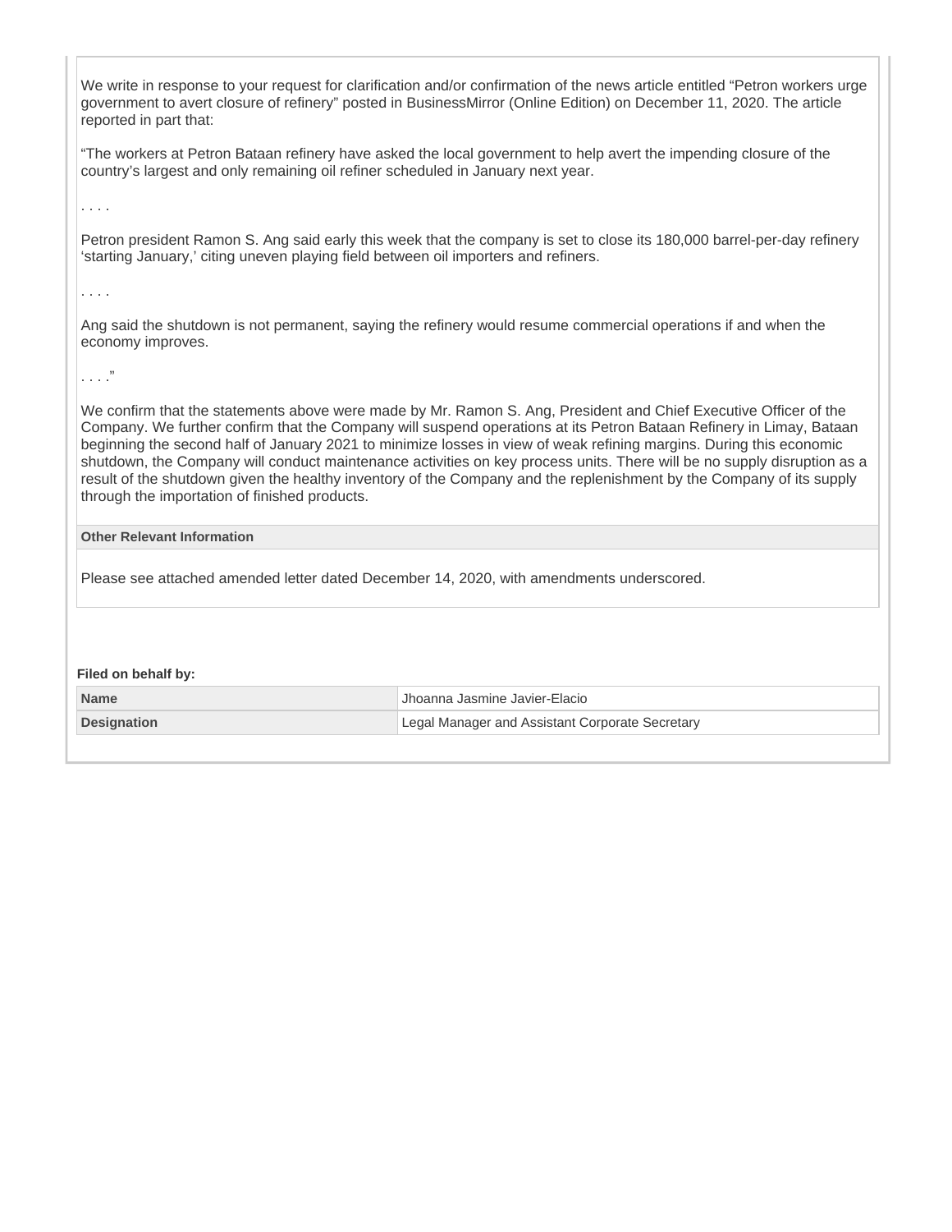We write in response to your request for clarification and/or confirmation of the news article entitled "Petron workers urge government to avert closure of refinery" posted in BusinessMirror (Online Edition) on December 11, 2020. The article reported in part that:

"The workers at Petron Bataan refinery have asked the local government to help avert the impending closure of the country's largest and only remaining oil refiner scheduled in January next year.

. . . .

Petron president Ramon S. Ang said early this week that the company is set to close its 180,000 barrel-per-day refinery 'starting January,' citing uneven playing field between oil importers and refiners.

. . . .

Ang said the shutdown is not permanent, saying the refinery would resume commercial operations if and when the economy improves.

. . . ."

We confirm that the statements above were made by Mr. Ramon S. Ang, President and Chief Executive Officer of the Company. We further confirm that the Company will suspend operations at its Petron Bataan Refinery in Limay, Bataan beginning the second half of January 2021 to minimize losses in view of weak refining margins. During this economic shutdown, the Company will conduct maintenance activities on key process units. There will be no supply disruption as a result of the shutdown given the healthy inventory of the Company and the replenishment by the Company of its supply through the importation of finished products.

**Other Relevant Information**

Please see attached amended letter dated December 14, 2020, with amendments underscored.

**Filed on behalf by:**

| | |
|---|---|
| **Name** | Jhoanna Jasmine Javier-Elacio |
| **Designation** | Legal Manager and Assistant Corporate Secretary |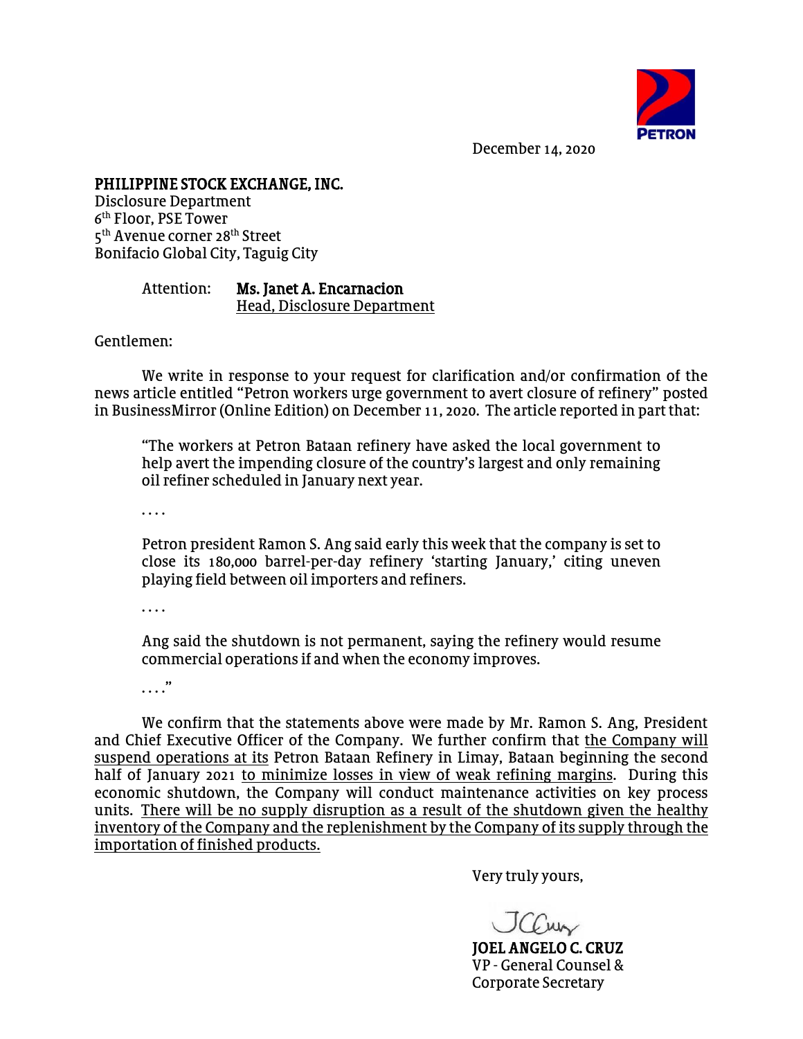PETRON

December 14, 2020

**PHILIPPINE STOCK EXCHANGE, INC.**
Disclosure Department
6th Floor, PSE Tower
5th Avenue corner 28th Street
Bonifacio Global City, Taguig City

Attention: **Ms. Janet A. Encarnacion**
Head, Disclosure Department

Gentlemen:

We write in response to your request for clarification and/or confirmation of the news article entitled "Petron workers urge government to avert closure of refinery" posted in BusinessMirror (Online Edition) on December 11, 2020. The article reported in part that:

> "The workers at Petron Bataan refinery have asked the local government to help avert the impending closure of the country's largest and only remaining oil refiner scheduled in January next year.
>
> . . . .
>
> Petron president Ramon S. Ang said early this week that the company is set to close its 180,000 barrel-per-day refinery 'starting January,' citing uneven playing field between oil importers and refiners.
>
> . . . .
>
> Ang said the shutdown is not permanent, saying the refinery would resume commercial operations if and when the economy improves.
>
> . . . ."

We confirm that the statements above were made by Mr. Ramon S. Ang, President and Chief Executive Officer of the Company. We further confirm that the Company will suspend operations at its Petron Bataan Refinery in Limay, Bataan beginning the second half of January 2021 to minimize losses in view of weak refining margins. During this economic shutdown, the Company will conduct maintenance activities on key process units. There will be no supply disruption as a result of the shutdown given the healthy inventory of the Company and the replenishment by the Company of its supply through the importation of finished products.

Very truly yours,

**JOEL ANGELO C. CRUZ**
VP - General Counsel &
Corporate Secretary